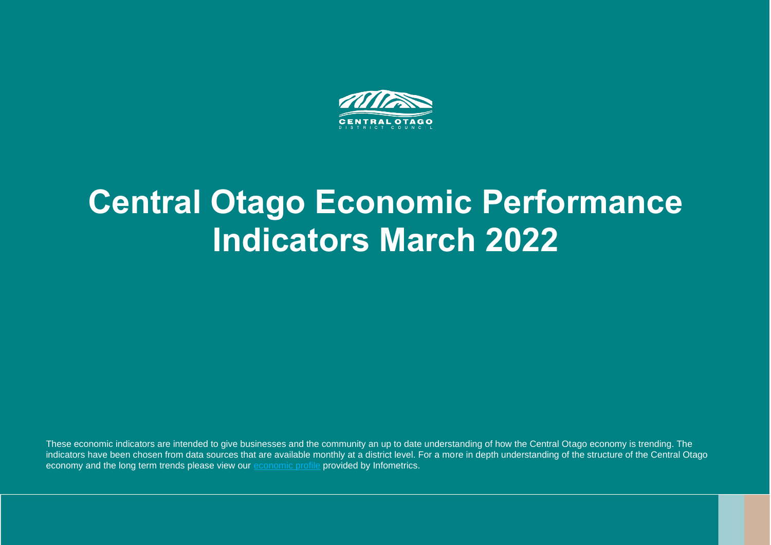CENTRAL OTAGO
DISTRICT COUNCIL

# Central Otago Economic Performance Indicators March 2022

These economic indicators are intended to give businesses and the community an up to date understanding of how the Central Otago economy is trending. The indicators have been chosen from data sources that are available monthly at a district level. For a more in depth understanding of the structure of the Central Otago economy and the long term trends please view our economic profile provided by Infometrics.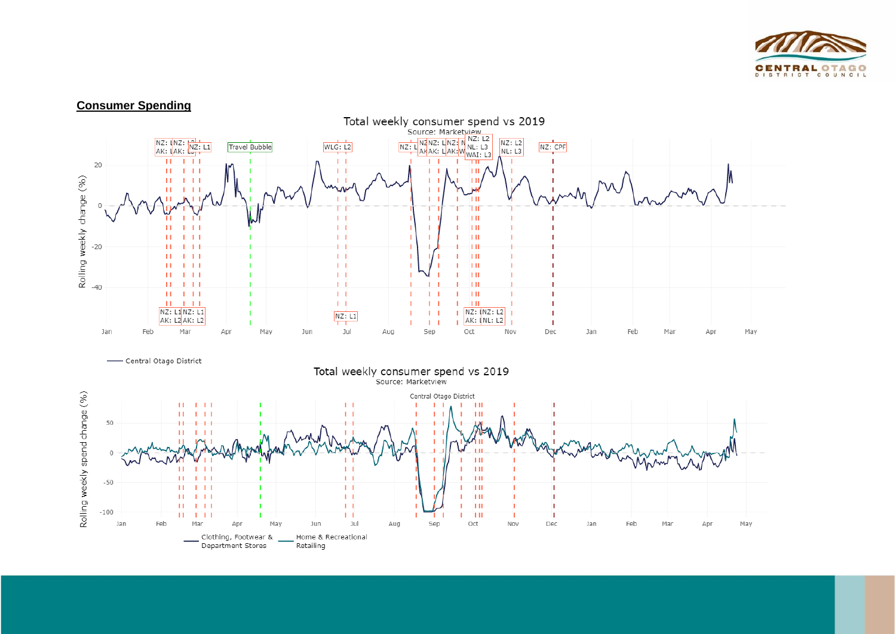## Consumer Spending

Total weekly consumer spend vs 2019

Source: Marketview

Central Otago District

Total weekly consumer spend vs 2019

Source: Marketview

Central Otago District

Clothing, Footwear & Department Stores

Home & Recreational Retailing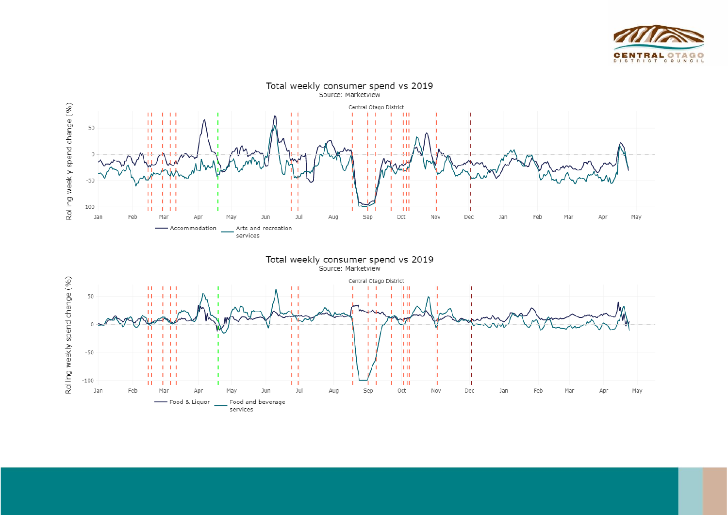## Total weekly consumer spend vs 2019

Source: Marketview

Central Otago District

Rolling weekly spend change (%)

Accommodation | Arts and recreation services

## Total weekly consumer spend vs 2019

Source: Marketview

Central Otago District

Rolling weekly spend change (%)

Food & Liquor | Food and beverage services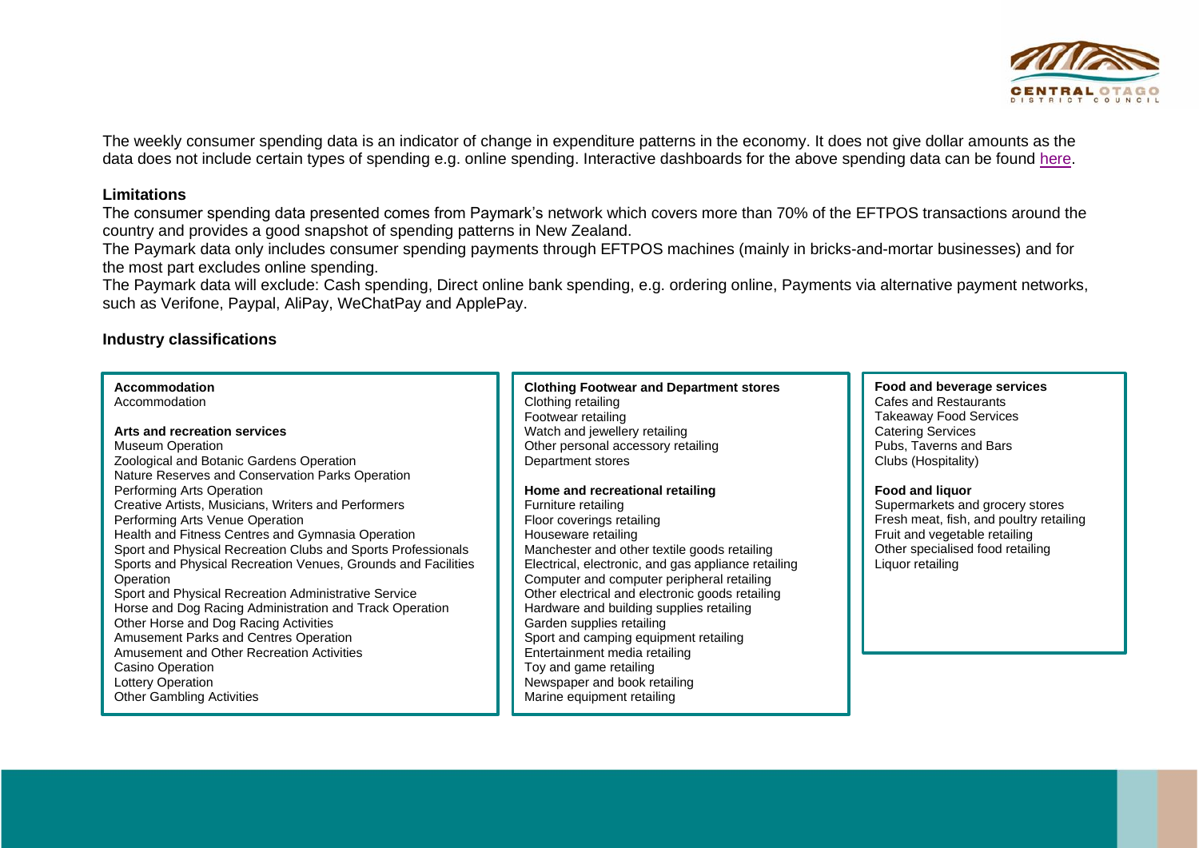The weekly consumer spending data is an indicator of change in expenditure patterns in the economy. It does not give dollar amounts as the data does not include certain types of spending e.g. online spending. Interactive dashboards for the above spending data can be found here.

## Limitations

The consumer spending data presented comes from Paymark's network which covers more than 70% of the EFTPOS transactions around the country and provides a good snapshot of spending patterns in New Zealand.

The Paymark data only includes consumer spending payments through EFTPOS machines (mainly in bricks-and-mortar businesses) and for the most part excludes online spending.

The Paymark data will exclude: Cash spending, Direct online bank spending, e.g. ordering online, Payments via alternative payment networks, such as Verifone, Paypal, AliPay, WeChatPay and ApplePay.

## Industry classifications

**Accommodation**
Accommodation

**Arts and recreation services**
Museum Operation
Zoological and Botanic Gardens Operation
Nature Reserves and Conservation Parks Operation
Performing Arts Operation
Creative Artists, Musicians, Writers and Performers
Performing Arts Venue Operation
Health and Fitness Centres and Gymnasia Operation
Sport and Physical Recreation Clubs and Sports Professionals
Sports and Physical Recreation Venues, Grounds and Facilities Operation
Sport and Physical Recreation Administrative Service
Horse and Dog Racing Administration and Track Operation
Other Horse and Dog Racing Activities
Amusement Parks and Centres Operation
Amusement and Other Recreation Activities
Casino Operation
Lottery Operation
Other Gambling Activities

**Clothing Footwear and Department stores**
Clothing retailing
Footwear retailing
Watch and jewellery retailing
Other personal accessory retailing
Department stores

**Home and recreational retailing**
Furniture retailing
Floor coverings retailing
Houseware retailing
Manchester and other textile goods retailing
Electrical, electronic, and gas appliance retailing
Computer and computer peripheral retailing
Other electrical and electronic goods retailing
Hardware and building supplies retailing
Garden supplies retailing
Sport and camping equipment retailing
Entertainment media retailing
Toy and game retailing
Newspaper and book retailing
Marine equipment retailing

**Food and beverage services**
Cafes and Restaurants
Takeaway Food Services
Catering Services
Pubs, Taverns and Bars
Clubs (Hospitality)

**Food and liquor**
Supermarkets and grocery stores
Fresh meat, fish, and poultry retailing
Fruit and vegetable retailing
Other specialised food retailing
Liquor retailing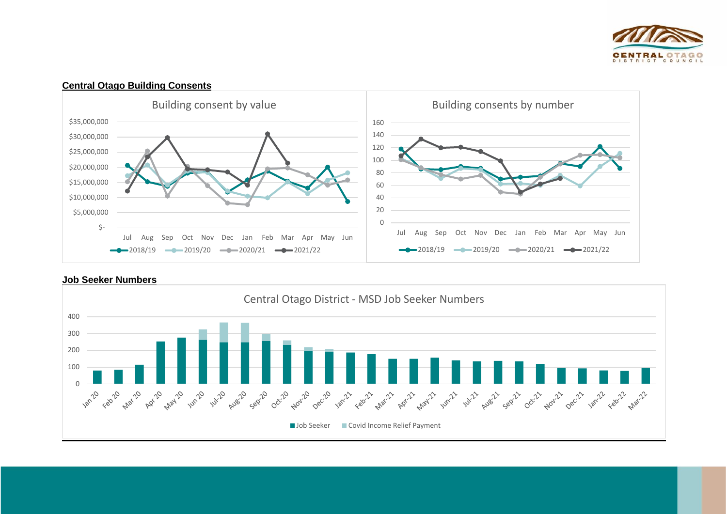## Central Otago Building Consents

Building consent by value

$35,000,000
$30,000,000
$25,000,000
$20,000,000
$15,000,000
$10,000,000
$5,000,000
$-

Jul Aug Sep Oct Nov Dec Jan Feb Mar Apr May Jun

2018/19 2019/20 2020/21 2021/22

Building consents by number

160
140
120
100
80
60
40
20
0

Jul Aug Sep Oct Nov Dec Jan Feb Mar Apr May Jun

2018/19 2019/20 2020/21 2021/22

## Job Seeker Numbers

Central Otago District - MSD Job Seeker Numbers

400
300
200
100
0

Jan 20 Feb 20 Mar 20 Apr 20 May 20 Jun 20 Jul-20 Aug-20 Sep-20 Oct-20 Nov-20 Dec-20 Jan-21 Feb-21 Mar-21 Apr-21 May-21 Jun-21 Jul-21 Aug-21 Sep-21 Oct-21 Nov-21 Dec-21 Jan-22 Feb-22 Mar-22

Job Seeker Covid Income Relief Payment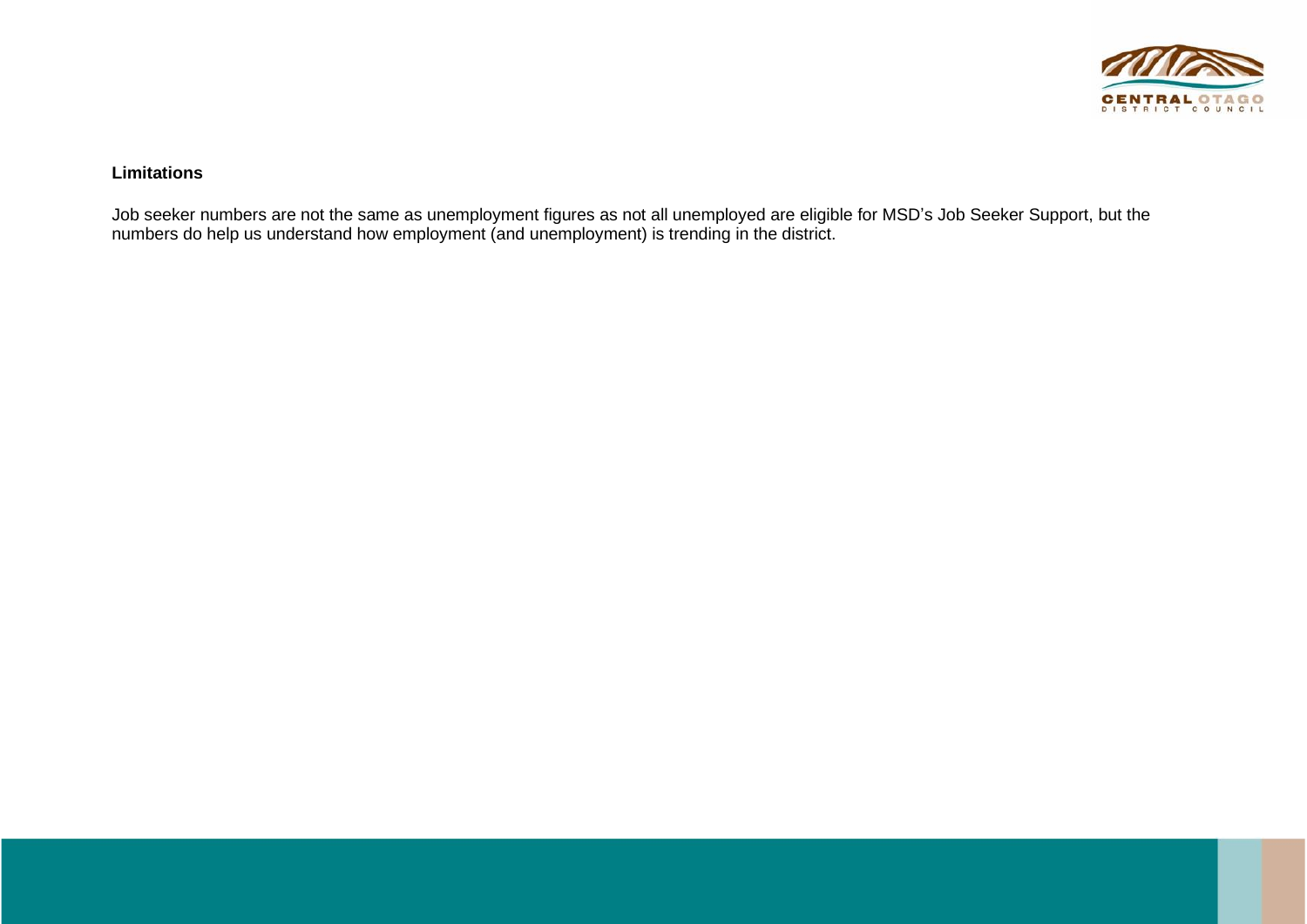**Limitations**

Job seeker numbers are not the same as unemployment figures as not all unemployed are eligible for MSD's Job Seeker Support, but the numbers do help us understand how employment (and unemployment) is trending in the district.